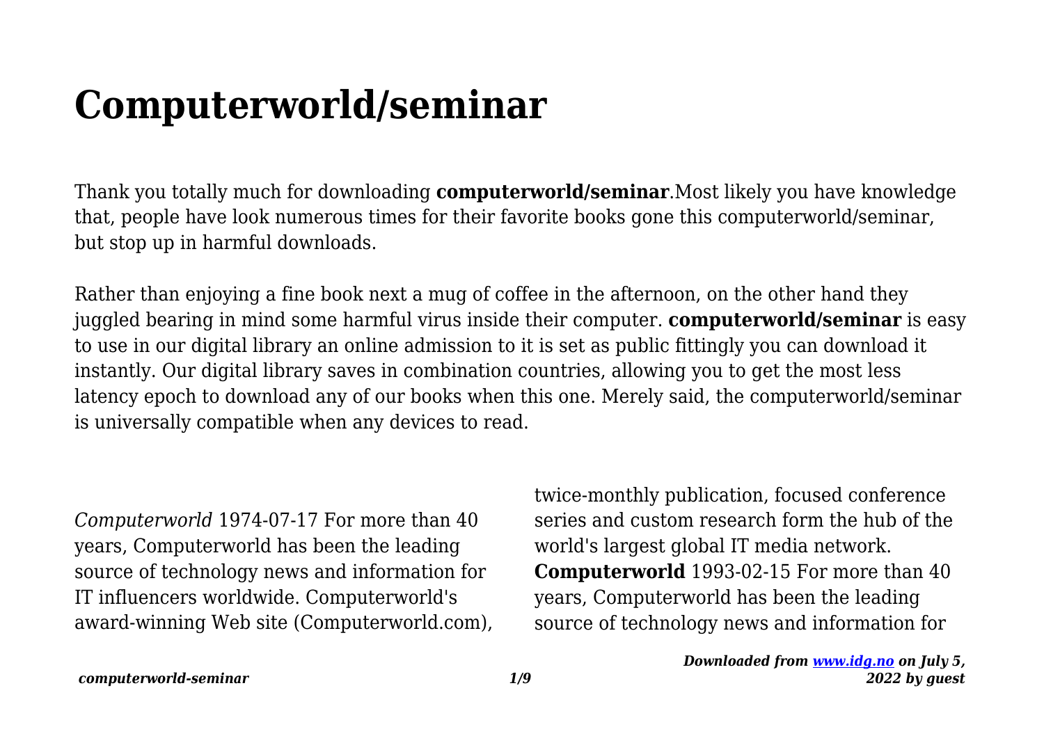# Computerworld/seminar

Thank you totally much for downloading **computerworld/seminar**.Most likely you have knowledge that, people have look numerous times for their favorite books gone this computerworld/seminar, but stop up in harmful downloads.

Rather than enjoying a fine book next a mug of coffee in the afternoon, on the other hand they juggled bearing in mind some harmful virus inside their computer. **computerworld/seminar** is easy to use in our digital library an online admission to it is set as public fittingly you can download it instantly. Our digital library saves in combination countries, allowing you to get the most less latency epoch to download any of our books when this one. Merely said, the computerworld/seminar is universally compatible when any devices to read.

*Computerworld* 1974-07-17 For more than 40 years, Computerworld has been the leading source of technology news and information for IT influencers worldwide. Computerworld's award-winning Web site (Computerworld.com), twice-monthly publication, focused conference series and custom research form the hub of the world's largest global IT media network.

**Computerworld** 1993-02-15 For more than 40 years, Computerworld has been the leading source of technology news and information for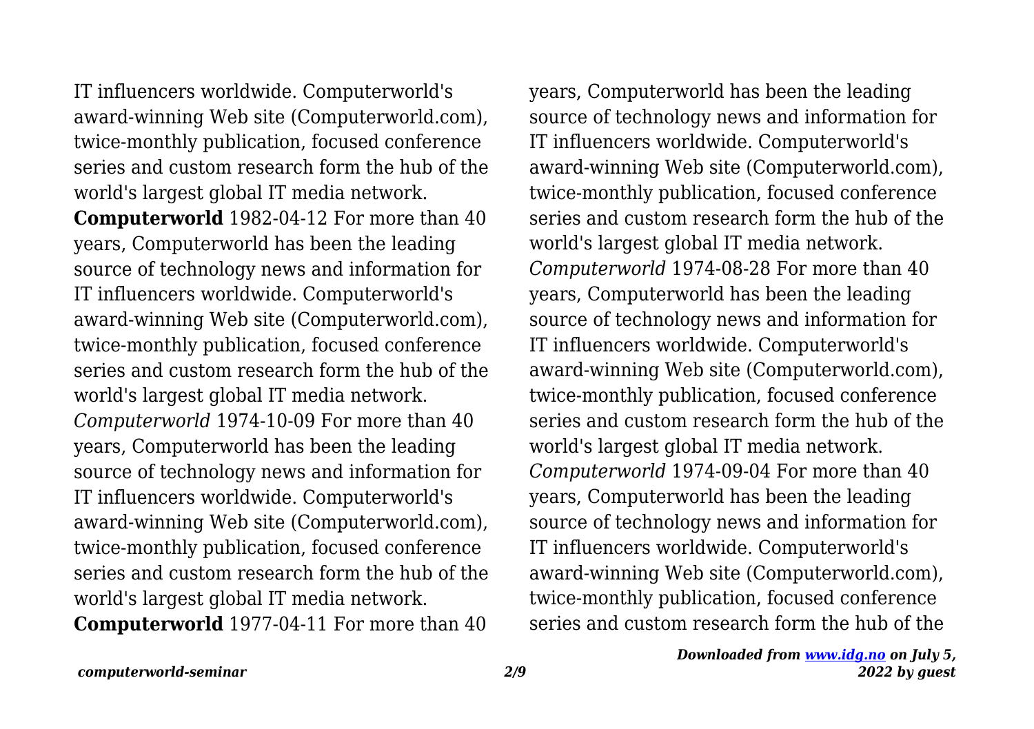IT influencers worldwide. Computerworld's award-winning Web site (Computerworld.com), twice-monthly publication, focused conference series and custom research form the hub of the world's largest global IT media network.

**Computerworld** 1982-04-12 For more than 40 years, Computerworld has been the leading source of technology news and information for IT influencers worldwide. Computerworld's award-winning Web site (Computerworld.com), twice-monthly publication, focused conference series and custom research form the hub of the world's largest global IT media network.

*Computerworld* 1974-10-09 For more than 40 years, Computerworld has been the leading source of technology news and information for IT influencers worldwide. Computerworld's award-winning Web site (Computerworld.com), twice-monthly publication, focused conference series and custom research form the hub of the world's largest global IT media network.

**Computerworld** 1977-04-11 For more than 40 years, Computerworld has been the leading source of technology news and information for IT influencers worldwide. Computerworld's award-winning Web site (Computerworld.com), twice-monthly publication, focused conference series and custom research form the hub of the world's largest global IT media network.

*Computerworld* 1974-08-28 For more than 40 years, Computerworld has been the leading source of technology news and information for IT influencers worldwide. Computerworld's award-winning Web site (Computerworld.com), twice-monthly publication, focused conference series and custom research form the hub of the world's largest global IT media network.

*Computerworld* 1974-09-04 For more than 40 years, Computerworld has been the leading source of technology news and information for IT influencers worldwide. Computerworld's award-winning Web site (Computerworld.com), twice-monthly publication, focused conference series and custom research form the hub of the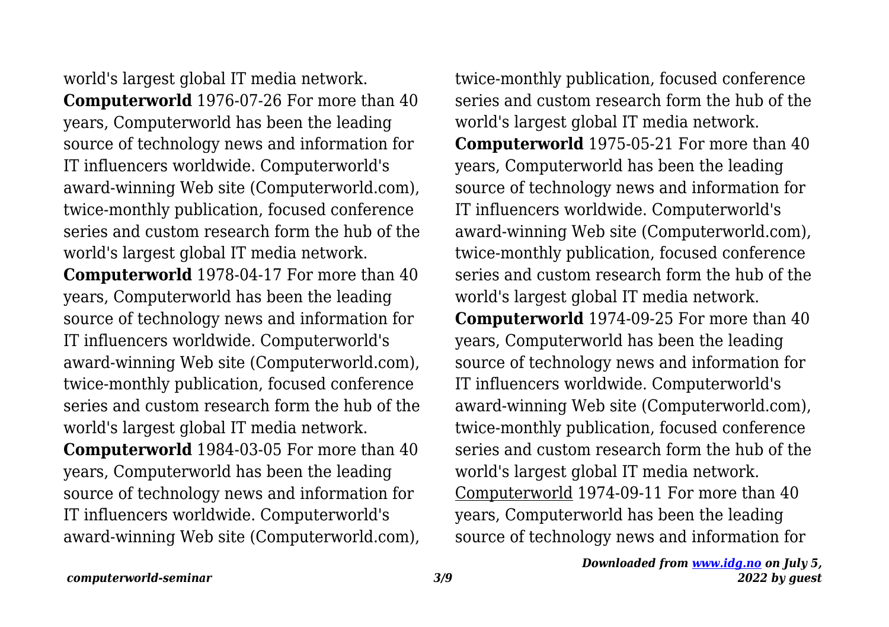world's largest global IT media network.

**Computerworld** 1976-07-26 For more than 40 years, Computerworld has been the leading source of technology news and information for IT influencers worldwide. Computerworld's award-winning Web site (Computerworld.com), twice-monthly publication, focused conference series and custom research form the hub of the world's largest global IT media network.

**Computerworld** 1978-04-17 For more than 40 years, Computerworld has been the leading source of technology news and information for IT influencers worldwide. Computerworld's award-winning Web site (Computerworld.com), twice-monthly publication, focused conference series and custom research form the hub of the world's largest global IT media network.

**Computerworld** 1984-03-05 For more than 40 years, Computerworld has been the leading source of technology news and information for IT influencers worldwide. Computerworld's award-winning Web site (Computerworld.com), twice-monthly publication, focused conference series and custom research form the hub of the world's largest global IT media network.

**Computerworld** 1975-05-21 For more than 40 years, Computerworld has been the leading source of technology news and information for IT influencers worldwide. Computerworld's award-winning Web site (Computerworld.com), twice-monthly publication, focused conference series and custom research form the hub of the world's largest global IT media network.

**Computerworld** 1974-09-25 For more than 40 years, Computerworld has been the leading source of technology news and information for IT influencers worldwide. Computerworld's award-winning Web site (Computerworld.com), twice-monthly publication, focused conference series and custom research form the hub of the world's largest global IT media network.

Computerworld 1974-09-11 For more than 40 years, Computerworld has been the leading source of technology news and information for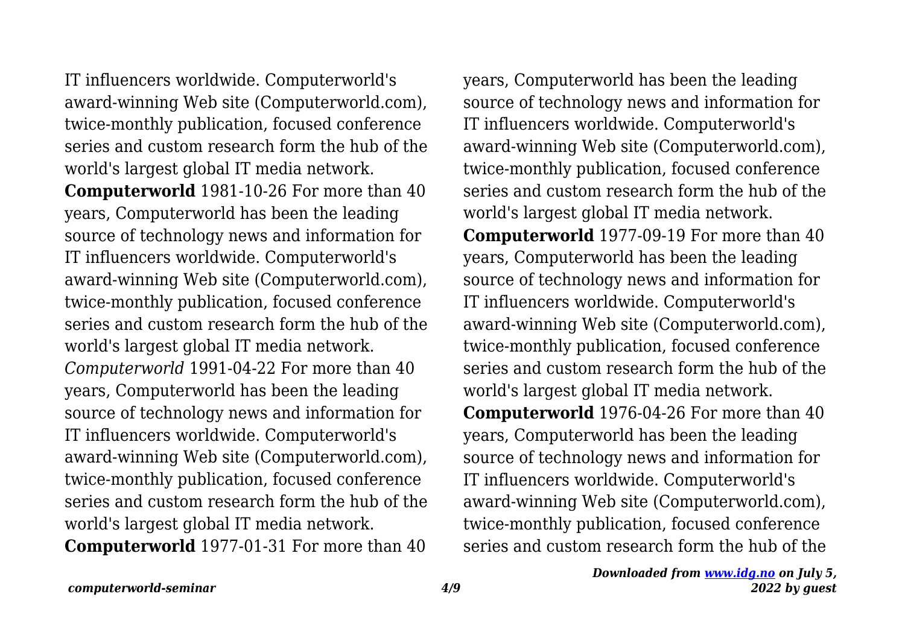IT influencers worldwide. Computerworld's award-winning Web site (Computerworld.com), twice-monthly publication, focused conference series and custom research form the hub of the world's largest global IT media network.

**Computerworld** 1981-10-26 For more than 40 years, Computerworld has been the leading source of technology news and information for IT influencers worldwide. Computerworld's award-winning Web site (Computerworld.com), twice-monthly publication, focused conference series and custom research form the hub of the world's largest global IT media network.

*Computerworld* 1991-04-22 For more than 40 years, Computerworld has been the leading source of technology news and information for IT influencers worldwide. Computerworld's award-winning Web site (Computerworld.com), twice-monthly publication, focused conference series and custom research form the hub of the world's largest global IT media network.

**Computerworld** 1977-01-31 For more than 40 years, Computerworld has been the leading source of technology news and information for IT influencers worldwide. Computerworld's award-winning Web site (Computerworld.com), twice-monthly publication, focused conference series and custom research form the hub of the world's largest global IT media network.

**Computerworld** 1977-09-19 For more than 40 years, Computerworld has been the leading source of technology news and information for IT influencers worldwide. Computerworld's award-winning Web site (Computerworld.com), twice-monthly publication, focused conference series and custom research form the hub of the world's largest global IT media network.

**Computerworld** 1976-04-26 For more than 40 years, Computerworld has been the leading source of technology news and information for IT influencers worldwide. Computerworld's award-winning Web site (Computerworld.com), twice-monthly publication, focused conference series and custom research form the hub of the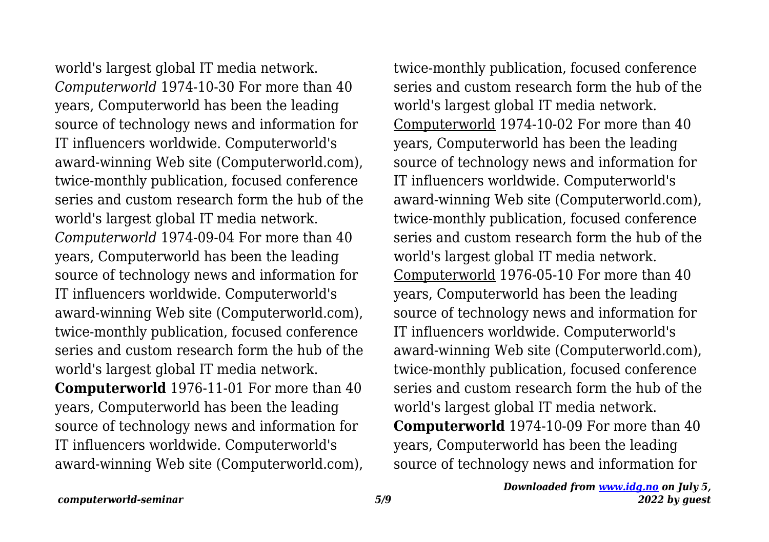world's largest global IT media network.

*Computerworld* 1974-10-30 For more than 40 years, Computerworld has been the leading source of technology news and information for IT influencers worldwide. Computerworld's award-winning Web site (Computerworld.com), twice-monthly publication, focused conference series and custom research form the hub of the world's largest global IT media network.

*Computerworld* 1974-09-04 For more than 40 years, Computerworld has been the leading source of technology news and information for IT influencers worldwide. Computerworld's award-winning Web site (Computerworld.com), twice-monthly publication, focused conference series and custom research form the hub of the world's largest global IT media network.

**Computerworld** 1976-11-01 For more than 40 years, Computerworld has been the leading source of technology news and information for IT influencers worldwide. Computerworld's award-winning Web site (Computerworld.com), twice-monthly publication, focused conference series and custom research form the hub of the world's largest global IT media network.

Computerworld 1974-10-02 For more than 40 years, Computerworld has been the leading source of technology news and information for IT influencers worldwide. Computerworld's award-winning Web site (Computerworld.com), twice-monthly publication, focused conference series and custom research form the hub of the world's largest global IT media network.

Computerworld 1976-05-10 For more than 40 years, Computerworld has been the leading source of technology news and information for IT influencers worldwide. Computerworld's award-winning Web site (Computerworld.com), twice-monthly publication, focused conference series and custom research form the hub of the world's largest global IT media network.

**Computerworld** 1974-10-09 For more than 40 years, Computerworld has been the leading source of technology news and information for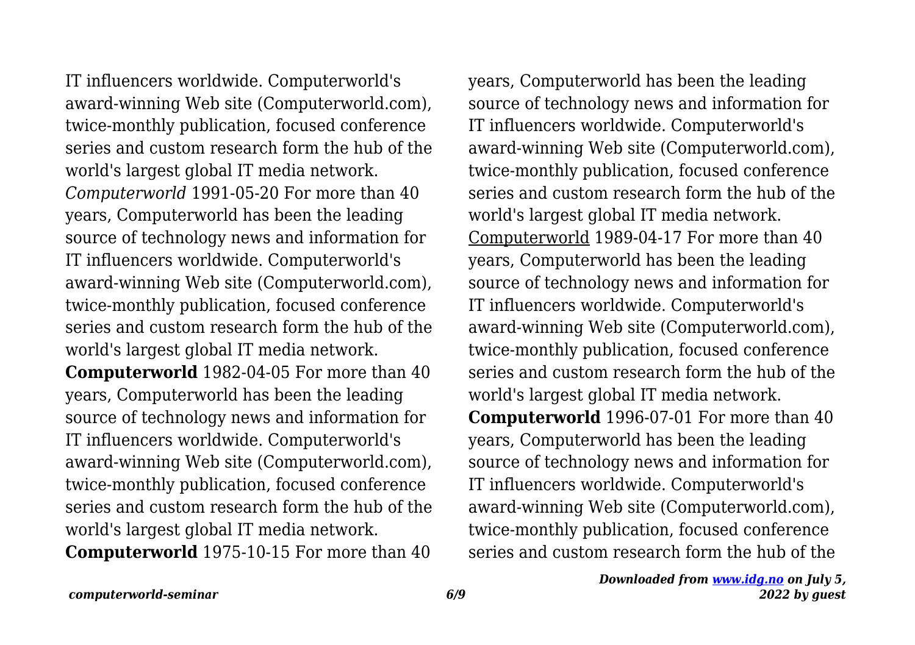IT influencers worldwide. Computerworld's award-winning Web site (Computerworld.com), twice-monthly publication, focused conference series and custom research form the hub of the world's largest global IT media network.

*Computerworld* 1991-05-20 For more than 40 years, Computerworld has been the leading source of technology news and information for IT influencers worldwide. Computerworld's award-winning Web site (Computerworld.com), twice-monthly publication, focused conference series and custom research form the hub of the world's largest global IT media network.

**Computerworld** 1982-04-05 For more than 40 years, Computerworld has been the leading source of technology news and information for IT influencers worldwide. Computerworld's award-winning Web site (Computerworld.com), twice-monthly publication, focused conference series and custom research form the hub of the world's largest global IT media network.

**Computerworld** 1975-10-15 For more than 40 years, Computerworld has been the leading source of technology news and information for IT influencers worldwide. Computerworld's award-winning Web site (Computerworld.com), twice-monthly publication, focused conference series and custom research form the hub of the world's largest global IT media network.

Computerworld 1989-04-17 For more than 40 years, Computerworld has been the leading source of technology news and information for IT influencers worldwide. Computerworld's award-winning Web site (Computerworld.com), twice-monthly publication, focused conference series and custom research form the hub of the world's largest global IT media network.

**Computerworld** 1996-07-01 For more than 40 years, Computerworld has been the leading source of technology news and information for IT influencers worldwide. Computerworld's award-winning Web site (Computerworld.com), twice-monthly publication, focused conference series and custom research form the hub of the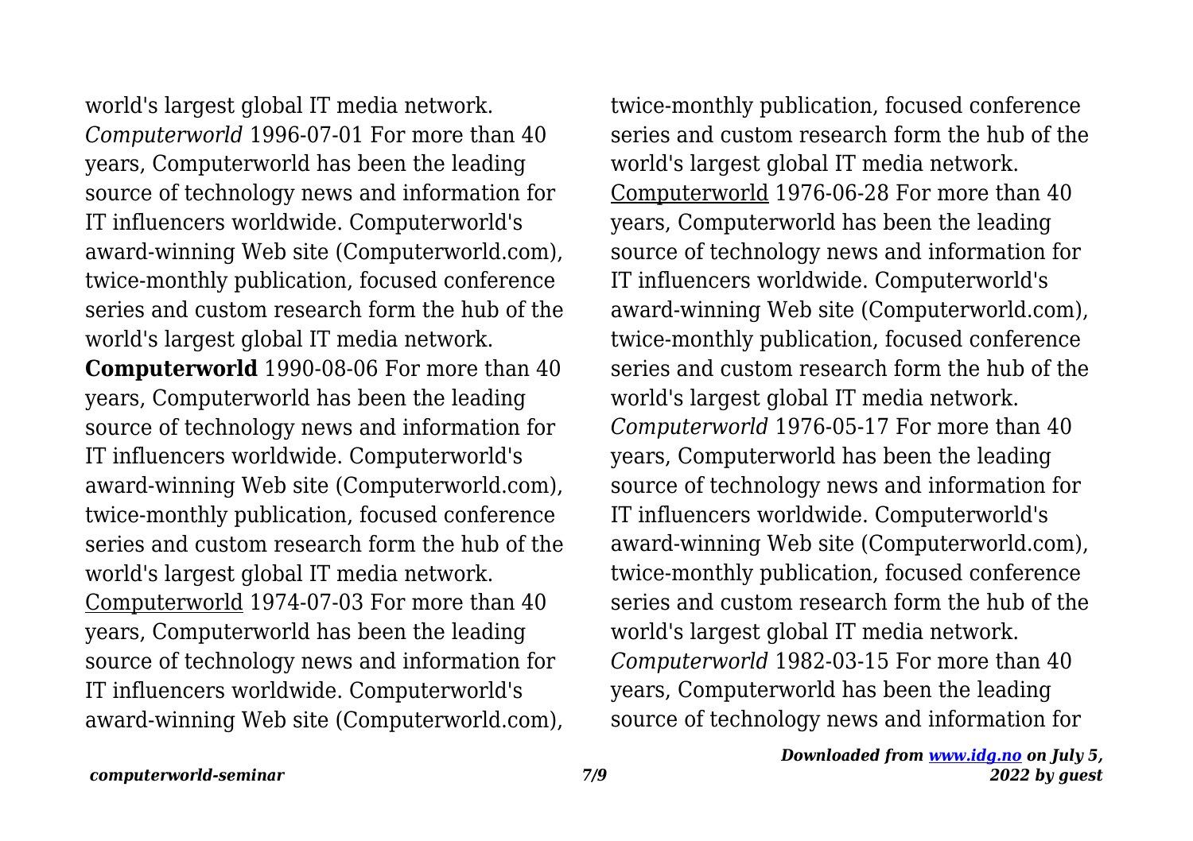world's largest global IT media network.

*Computerworld* 1996-07-01 For more than 40 years, Computerworld has been the leading source of technology news and information for IT influencers worldwide. Computerworld's award-winning Web site (Computerworld.com), twice-monthly publication, focused conference series and custom research form the hub of the world's largest global IT media network.

**Computerworld** 1990-08-06 For more than 40 years, Computerworld has been the leading source of technology news and information for IT influencers worldwide. Computerworld's award-winning Web site (Computerworld.com), twice-monthly publication, focused conference series and custom research form the hub of the world's largest global IT media network.

Computerworld 1974-07-03 For more than 40 years, Computerworld has been the leading source of technology news and information for IT influencers worldwide. Computerworld's award-winning Web site (Computerworld.com), twice-monthly publication, focused conference series and custom research form the hub of the world's largest global IT media network.

Computerworld 1976-06-28 For more than 40 years, Computerworld has been the leading source of technology news and information for IT influencers worldwide. Computerworld's award-winning Web site (Computerworld.com), twice-monthly publication, focused conference series and custom research form the hub of the world's largest global IT media network.

*Computerworld* 1976-05-17 For more than 40 years, Computerworld has been the leading source of technology news and information for IT influencers worldwide. Computerworld's award-winning Web site (Computerworld.com), twice-monthly publication, focused conference series and custom research form the hub of the world's largest global IT media network.

*Computerworld* 1982-03-15 For more than 40 years, Computerworld has been the leading source of technology news and information for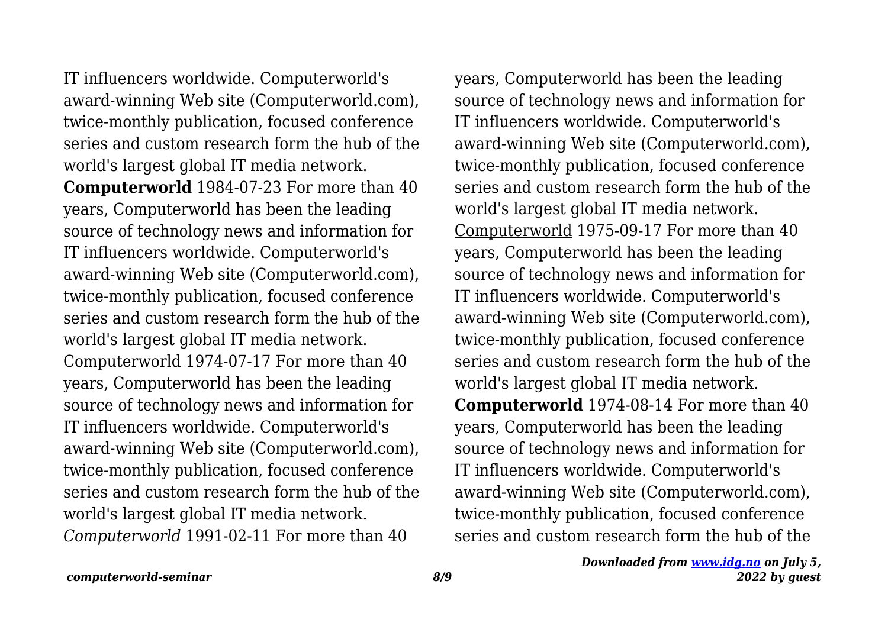IT influencers worldwide. Computerworld's award-winning Web site (Computerworld.com), twice-monthly publication, focused conference series and custom research form the hub of the world's largest global IT media network.

**Computerworld** 1984-07-23 For more than 40 years, Computerworld has been the leading source of technology news and information for IT influencers worldwide. Computerworld's award-winning Web site (Computerworld.com), twice-monthly publication, focused conference series and custom research form the hub of the world's largest global IT media network.

Computerworld 1974-07-17 For more than 40 years, Computerworld has been the leading source of technology news and information for IT influencers worldwide. Computerworld's award-winning Web site (Computerworld.com), twice-monthly publication, focused conference series and custom research form the hub of the world's largest global IT media network.

*Computerworld* 1991-02-11 For more than 40 years, Computerworld has been the leading source of technology news and information for IT influencers worldwide. Computerworld's award-winning Web site (Computerworld.com), twice-monthly publication, focused conference series and custom research form the hub of the world's largest global IT media network.

Computerworld 1975-09-17 For more than 40 years, Computerworld has been the leading source of technology news and information for IT influencers worldwide. Computerworld's award-winning Web site (Computerworld.com), twice-monthly publication, focused conference series and custom research form the hub of the world's largest global IT media network.

**Computerworld** 1974-08-14 For more than 40 years, Computerworld has been the leading source of technology news and information for IT influencers worldwide. Computerworld's award-winning Web site (Computerworld.com), twice-monthly publication, focused conference series and custom research form the hub of the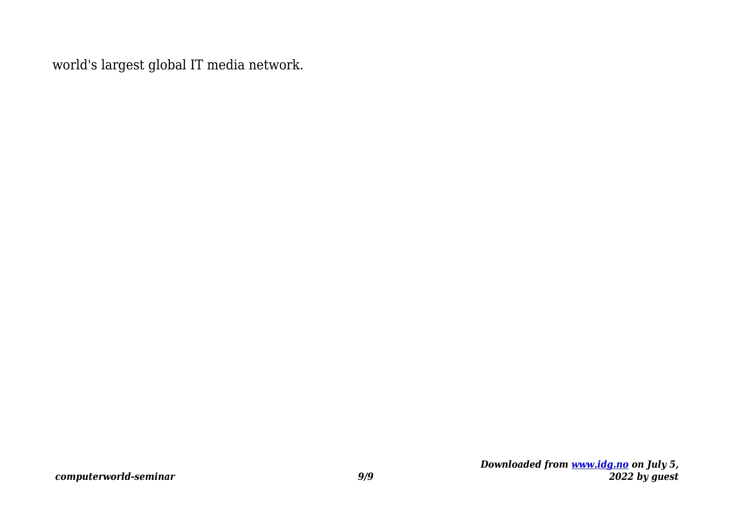world's largest global IT media network.